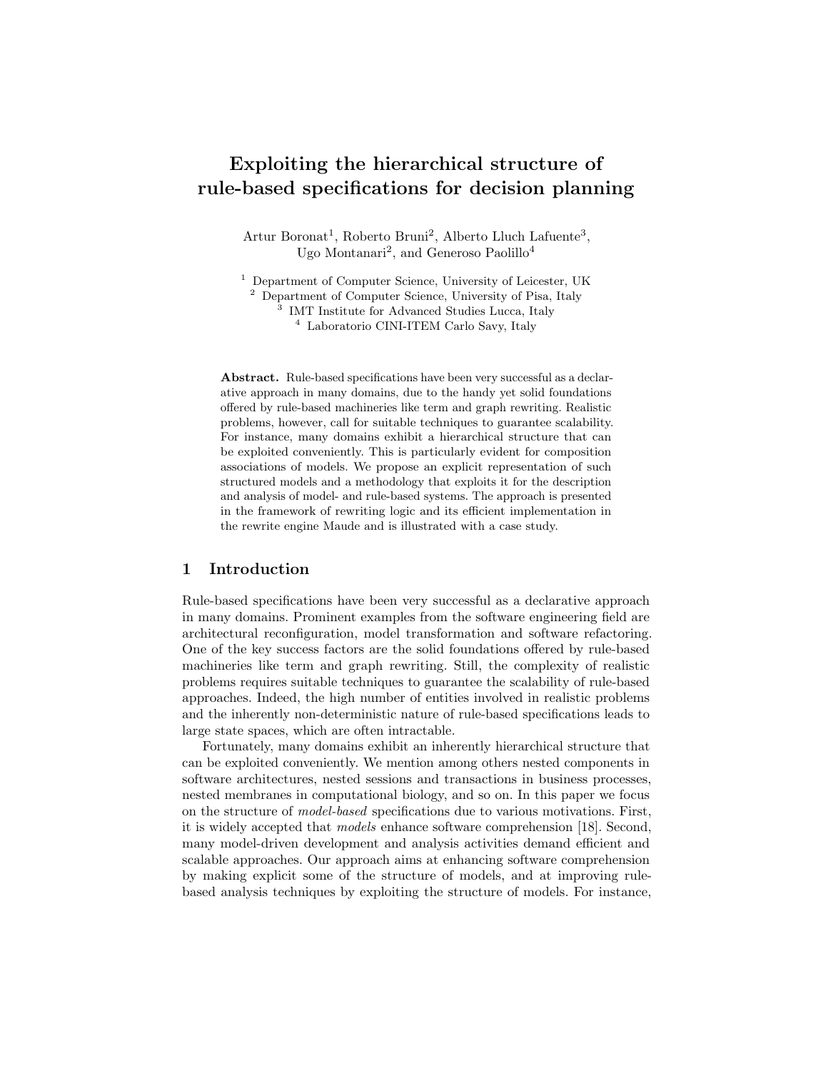# Exploiting the hierarchical structure of rule-based specifications for decision planning

Artur Boronat[1], Roberto Bruni[2], Alberto Lluch Lafuente[3], Ugo Montanari[2], and Generoso Paolillo[4]

[1] Department of Computer Science, University of Leicester, UK
[2] Department of Computer Science, University of Pisa, Italy
[3] IMT Institute for Advanced Studies Lucca, Italy
[4] Laboratorio CINI-ITEM Carlo Savy, Italy

**Abstract.** Rule-based specifications have been very successful as a declarative approach in many domains, due to the handy yet solid foundations offered by rule-based machineries like term and graph rewriting. Realistic problems, however, call for suitable techniques to guarantee scalability. For instance, many domains exhibit a hierarchical structure that can be exploited conveniently. This is particularly evident for composition associations of models. We propose an explicit representation of such structured models and a methodology that exploits it for the description and analysis of model- and rule-based systems. The approach is presented in the framework of rewriting logic and its efficient implementation in the rewrite engine Maude and is illustrated with a case study.

## 1 Introduction

Rule-based specifications have been very successful as a declarative approach in many domains. Prominent examples from the software engineering field are architectural reconfiguration, model transformation and software refactoring. One of the key success factors are the solid foundations offered by rule-based machineries like term and graph rewriting. Still, the complexity of realistic problems requires suitable techniques to guarantee the scalability of rule-based approaches. Indeed, the high number of entities involved in realistic problems and the inherently non-deterministic nature of rule-based specifications leads to large state spaces, which are often intractable.

Fortunately, many domains exhibit an inherently hierarchical structure that can be exploited conveniently. We mention among others nested components in software architectures, nested sessions and transactions in business processes, nested membranes in computational biology, and so on. In this paper we focus on the structure of *model-based* specifications due to various motivations. First, it is widely accepted that *models* enhance software comprehension [18]. Second, many model-driven development and analysis activities demand efficient and scalable approaches. Our approach aims at enhancing software comprehension by making explicit some of the structure of models, and at improving rule-based analysis techniques by exploiting the structure of models. For instance,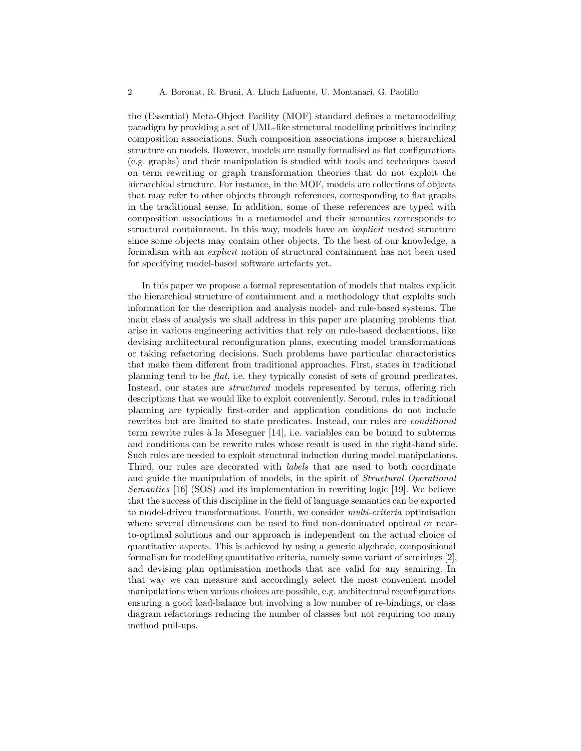the (Essential) Meta-Object Facility (MOF) standard defines a metamodelling paradigm by providing a set of UML-like structural modelling primitives including composition associations. Such composition associations impose a hierarchical structure on models. However, models are usually formalised as flat configurations (e.g. graphs) and their manipulation is studied with tools and techniques based on term rewriting or graph transformation theories that do not exploit the hierarchical structure. For instance, in the MOF, models are collections of objects that may refer to other objects through references, corresponding to flat graphs in the traditional sense. In addition, some of these references are typed with composition associations in a metamodel and their semantics corresponds to structural containment. In this way, models have an *implicit* nested structure since some objects may contain other objects. To the best of our knowledge, a formalism with an *explicit* notion of structural containment has not been used for specifying model-based software artefacts yet.

In this paper we propose a formal representation of models that makes explicit the hierarchical structure of containment and a methodology that exploits such information for the description and analysis model- and rule-based systems. The main class of analysis we shall address in this paper are planning problems that arise in various engineering activities that rely on rule-based declarations, like devising architectural reconfiguration plans, executing model transformations or taking refactoring decisions. Such problems have particular characteristics that make them different from traditional approaches. First, states in traditional planning tend to be *flat*, i.e. they typically consist of sets of ground predicates. Instead, our states are *structured* models represented by terms, offering rich descriptions that we would like to exploit conveniently. Second, rules in traditional planning are typically first-order and application conditions do not include rewrites but are limited to state predicates. Instead, our rules are *conditional* term rewrite rules à la Meseguer [14], i.e. variables can be bound to subterms and conditions can be rewrite rules whose result is used in the right-hand side. Such rules are needed to exploit structural induction during model manipulations. Third, our rules are decorated with *labels* that are used to both coordinate and guide the manipulation of models, in the spirit of *Structural Operational Semantics* [16] (SOS) and its implementation in rewriting logic [19]. We believe that the success of this discipline in the field of language semantics can be exported to model-driven transformations. Fourth, we consider *multi-criteria* optimisation where several dimensions can be used to find non-dominated optimal or near-to-optimal solutions and our approach is independent on the actual choice of quantitative aspects. This is achieved by using a generic algebraic, compositional formalism for modelling quantitative criteria, namely some variant of semirings [2], and devising plan optimisation methods that are valid for any semiring. In that way we can measure and accordingly select the most convenient model manipulations when various choices are possible, e.g. architectural reconfigurations ensuring a good load-balance but involving a low number of re-bindings, or class diagram refactorings reducing the number of classes but not requiring too many method pull-ups.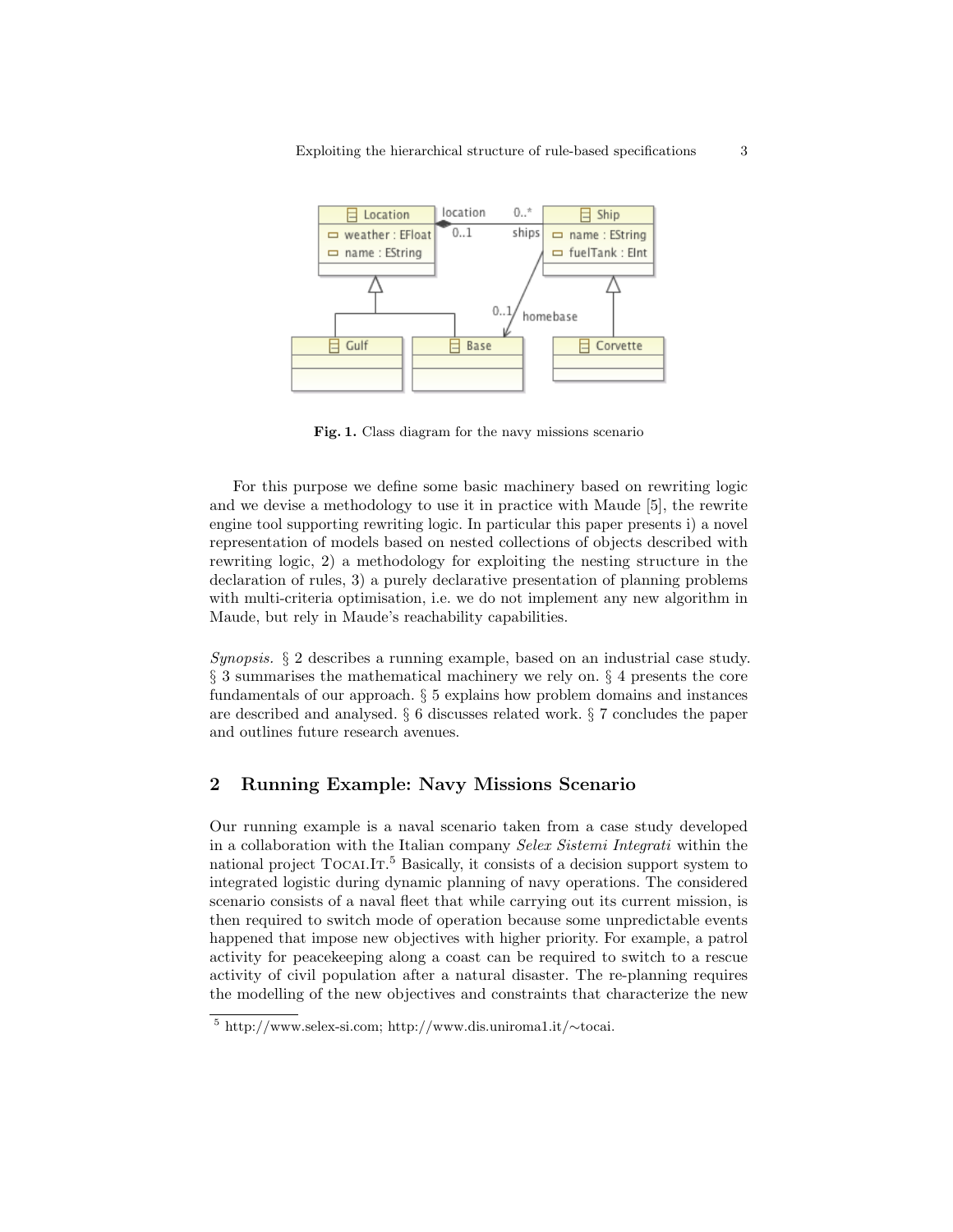**Fig. 1.** Class diagram for the navy missions scenario

For this purpose we define some basic machinery based on rewriting logic and we devise a methodology to use it in practice with Maude [5], the rewrite engine tool supporting rewriting logic. In particular this paper presents i) a novel representation of models based on nested collections of objects described with rewriting logic, 2) a methodology for exploiting the nesting structure in the declaration of rules, 3) a purely declarative presentation of planning problems with multi-criteria optimisation, i.e. we do not implement any new algorithm in Maude, but rely in Maude's reachability capabilities.

*Synopsis.* § 2 describes a running example, based on an industrial case study. § 3 summarises the mathematical machinery we rely on. § 4 presents the core fundamentals of our approach. § 5 explains how problem domains and instances are described and analysed. § 6 discusses related work. § 7 concludes the paper and outlines future research avenues.

## 2 Running Example: Navy Missions Scenario

Our running example is a naval scenario taken from a case study developed in a collaboration with the Italian company *Selex Sistemi Integrati* within the national project TOCAI.IT.[5] Basically, it consists of a decision support system to integrated logistic during dynamic planning of navy operations. The considered scenario consists of a naval fleet that while carrying out its current mission, is then required to switch mode of operation because some unpredictable events happened that impose new objectives with higher priority. For example, a patrol activity for peacekeeping along a coast can be required to switch to a rescue activity of civil population after a natural disaster. The re-planning requires the modelling of the new objectives and constraints that characterize the new

[5] http://www.selex-si.com; http://www.dis.uniroma1.it/∼tocai.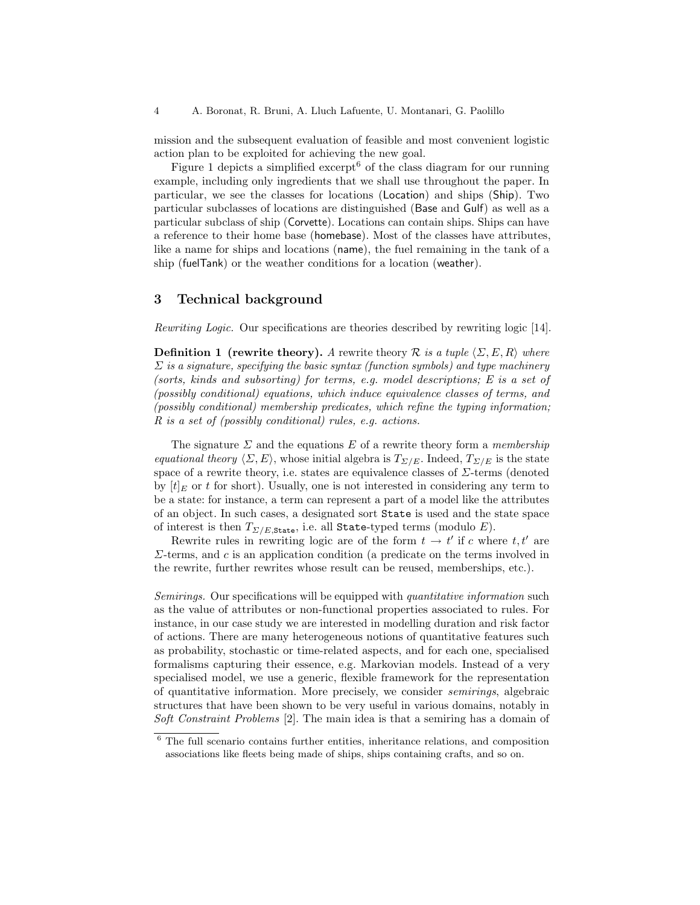mission and the subsequent evaluation of feasible and most convenient logistic action plan to be exploited for achieving the new goal.

Figure 1 depicts a simplified excerpt[6] of the class diagram for our running example, including only ingredients that we shall use throughout the paper. In particular, we see the classes for locations (Location) and ships (Ship). Two particular subclasses of locations are distinguished (Base and Gulf) as well as a particular subclass of ship (Corvette). Locations can contain ships. Ships can have a reference to their home base (homebase). Most of the classes have attributes, like a name for ships and locations (name), the fuel remaining in the tank of a ship (fuelTank) or the weather conditions for a location (weather).

## 3 Technical background

*Rewriting Logic.* Our specifications are theories described by rewriting logic [14].

**Definition 1 (rewrite theory).** *A* rewrite theory $\mathcal{R}$ *is a tuple* $\langle \Sigma, E, R \rangle$ *where* $\Sigma$ *is a signature, specifying the basic syntax (function symbols) and type machinery (sorts, kinds and subsorting) for terms, e.g. model descriptions;* $E$ *is a set of (possibly conditional) equations, which induce equivalence classes of terms, and (possibly conditional) membership predicates, which refine the typing information;* $R$ *is a set of (possibly conditional) rules, e.g. actions.*

The signature $\Sigma$ and the equations $E$ of a rewrite theory form a *membership equational theory* $\langle \Sigma, E \rangle$, whose initial algebra is $T_{\Sigma/E}$. Indeed, $T_{\Sigma/E}$ is the state space of a rewrite theory, i.e. states are equivalence classes of $\Sigma$-terms (denoted by $[t]_E$ or $t$ for short). Usually, one is not interested in considering any term to be a state: for instance, a term can represent a part of a model like the attributes of an object. In such cases, a designated sort `State` is used and the state space of interest is then $T_{\Sigma/E,\texttt{State}}$, i.e. all `State`-typed terms (modulo $E$).

Rewrite rules in rewriting logic are of the form $t \to t'$ if $c$ where $t, t'$ are $\Sigma$-terms, and $c$ is an application condition (a predicate on the terms involved in the rewrite, further rewrites whose result can be reused, memberships, etc.).

*Semirings.* Our specifications will be equipped with *quantitative information* such as the value of attributes or non-functional properties associated to rules. For instance, in our case study we are interested in modelling duration and risk factor of actions. There are many heterogeneous notions of quantitative features such as probability, stochastic or time-related aspects, and for each one, specialised formalisms capturing their essence, e.g. Markovian models. Instead of a very specialised model, we use a generic, flexible framework for the representation of quantitative information. More precisely, we consider *semirings*, algebraic structures that have been shown to be very useful in various domains, notably in *Soft Constraint Problems* [2]. The main idea is that a semiring has a domain of

[6] The full scenario contains further entities, inheritance relations, and composition associations like fleets being made of ships, ships containing crafts, and so on.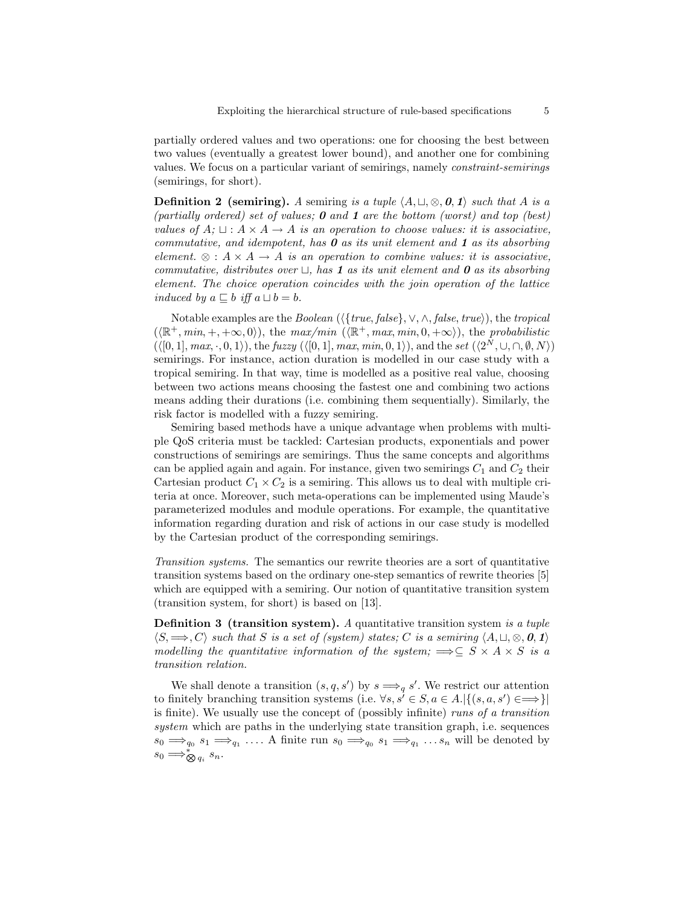partially ordered values and two operations: one for choosing the best between two values (eventually a greatest lower bound), and another one for combining values. We focus on a particular variant of semirings, namely *constraint-semirings* (semirings, for short).

**Definition 2 (semiring).** *A* semiring *is a tuple $\langle A, \sqcup, \otimes, \mathbf{0}, \mathbf{1} \rangle$ such that $A$ is a (partially ordered) set of values; $\mathbf{0}$ and $\mathbf{1}$ are the bottom (worst) and top (best) values of $A$; $\sqcup : A \times A \rightarrow A$ is an operation to choose values: it is associative, commutative, and idempotent, has $\mathbf{0}$ as its unit element and $\mathbf{1}$ as its absorbing element. $\otimes : A \times A \rightarrow A$ is an operation to combine values: it is associative, commutative, distributes over $\sqcup$, has $\mathbf{1}$ as its unit element and $\mathbf{0}$ as its absorbing element. The choice operation coincides with the join operation of the lattice induced by $a \sqsubseteq b$ iff $a \sqcup b = b$.*

Notable examples are the *Boolean* ($\langle \{true, false\}, \vee, \wedge, false, true \rangle$), the *tropical* ($\langle \mathbb{R}^+, min, +, +\infty, 0 \rangle$), the *max/min* ($\langle \mathbb{R}^+, max, min, 0, +\infty \rangle$), the *probabilistic* ($\langle [0,1], max, \cdot, 0, 1 \rangle$), the *fuzzy* ($\langle [0,1], max, min, 0, 1 \rangle$), and the *set* ($\langle 2^N, \cup, \cap, \emptyset, N \rangle$) semirings. For instance, action duration is modelled in our case study with a tropical semiring. In that way, time is modelled as a positive real value, choosing between two actions means choosing the fastest one and combining two actions means adding their durations (i.e. combining them sequentially). Similarly, the risk factor is modelled with a fuzzy semiring.

Semiring based methods have a unique advantage when problems with multiple QoS criteria must be tackled: Cartesian products, exponentials and power constructions of semirings are semirings. Thus the same concepts and algorithms can be applied again and again. For instance, given two semirings $C_1$ and $C_2$ their Cartesian product $C_1 \times C_2$ is a semiring. This allows us to deal with multiple criteria at once. Moreover, such meta-operations can be implemented using Maude's parameterized modules and module operations. For example, the quantitative information regarding duration and risk of actions in our case study is modelled by the Cartesian product of the corresponding semirings.

*Transition systems.* The semantics our rewrite theories are a sort of quantitative transition systems based on the ordinary one-step semantics of rewrite theories [5] which are equipped with a semiring. Our notion of quantitative transition system (transition system, for short) is based on [13].

**Definition 3 (transition system).** *A* quantitative transition system *is a tuple $\langle S, \Longrightarrow, C \rangle$ such that $S$ is a set of (system) states; $C$ is a semiring $\langle A, \sqcup, \otimes, \mathbf{0}, \mathbf{1} \rangle$ modelling the quantitative information of the system; $\Longrightarrow \subseteq S \times A \times S$ is a transition relation.*

We shall denote a transition $(s, q, s')$ by $s \Longrightarrow_q s'$. We restrict our attention to finitely branching transition systems (i.e. $\forall s, s' \in S, a \in A. |\{(s, a, s') \in \Longrightarrow\}|$ is finite). We usually use the concept of (possibly infinite) *runs of a transition system* which are paths in the underlying state transition graph, i.e. sequences $s_0 \Longrightarrow_{q_0} s_1 \Longrightarrow_{q_1} \ldots$. A finite run $s_0 \Longrightarrow_{q_0} s_1 \Longrightarrow_{q_1} \ldots s_n$ will be denoted by $s_0 \Longrightarrow^*_{\bigotimes q_i} s_n$.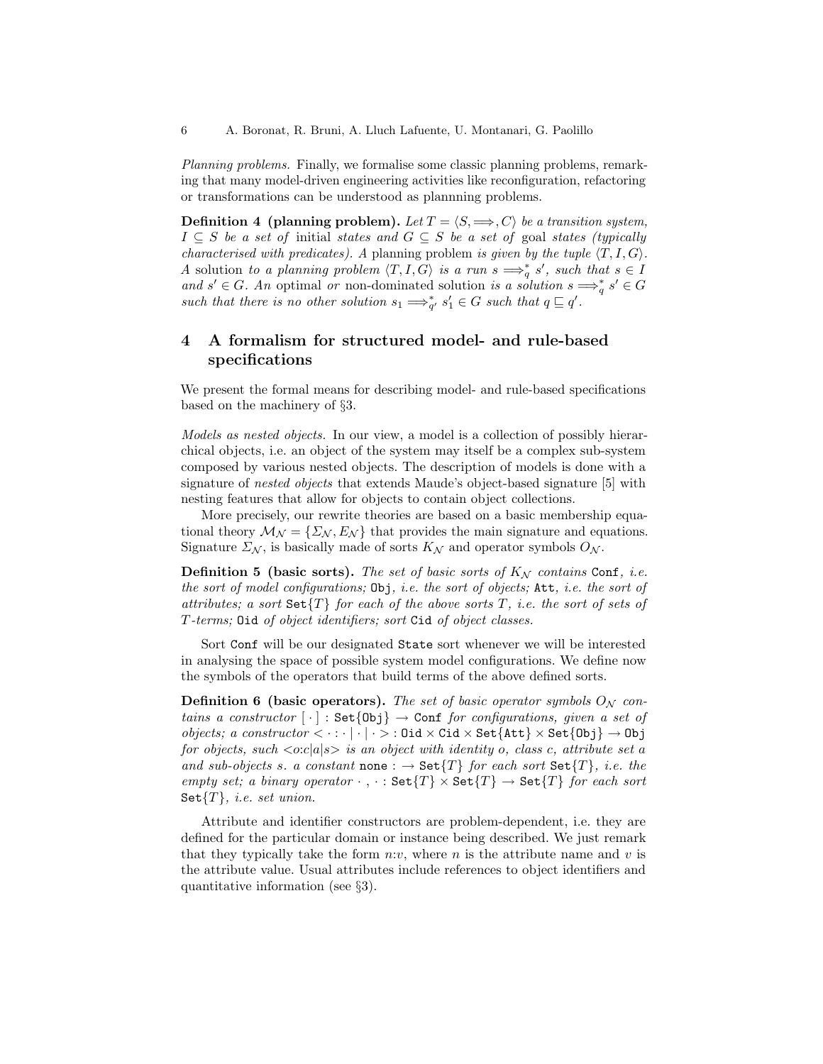*Planning problems.* Finally, we formalise some classic planning problems, remarking that many model-driven engineering activities like reconfiguration, refactoring or transformations can be understood as plannning problems.

**Definition 4 (planning problem).** *Let $T = \langle S, \Longrightarrow, C\rangle$ be a transition system, $I \subseteq S$ be a set of* initial *states and $G \subseteq S$ be a set of* goal *states (typically characterised with predicates). A* planning problem *is given by the tuple $\langle T, I, G\rangle$. A* solution *to a planning problem $\langle T, I, G\rangle$ is a run $s \Longrightarrow_q^* s'$, such that $s \in I$ and $s' \in G$. An* optimal *or* non-dominated *solution is a solution $s \Longrightarrow_q^* s' \in G$ such that there is no other solution $s_1 \Longrightarrow_{q'}^* s'_1 \in G$ such that $q \sqsubseteq q'$.*

## 4 A formalism for structured model- and rule-based specifications

We present the formal means for describing model- and rule-based specifications based on the machinery of §3.

*Models as nested objects.* In our view, a model is a collection of possibly hierarchical objects, i.e. an object of the system may itself be a complex sub-system composed by various nested objects. The description of models is done with a signature of *nested objects* that extends Maude's object-based signature [5] with nesting features that allow for objects to contain object collections.

More precisely, our rewrite theories are based on a basic membership equational theory $\mathcal{M}_{\mathcal{N}} = \{\Sigma_{\mathcal{N}}, E_{\mathcal{N}}\}$ that provides the main signature and equations. Signature $\Sigma_{\mathcal{N}}$, is basically made of sorts $K_{\mathcal{N}}$ and operator symbols $O_{\mathcal{N}}$.

**Definition 5 (basic sorts).** *The set of basic sorts of $K_{\mathcal{N}}$ contains* `Conf`*, i.e. the sort of model configurations;* `Obj`*, i.e. the sort of objects;* `Att`*, i.e. the sort of attributes; a sort $\texttt{Set}\{T\}$ for each of the above sorts $T$, i.e. the sort of sets of $T$-terms;* `Oid` *of object identifiers; sort* `Cid` *of object classes.*

Sort `Conf` will be our designated `State` sort whenever we will be interested in analysing the space of possible system model configurations. We define now the symbols of the operators that build terms of the above defined sorts.

**Definition 6 (basic operators).** *The set of basic operator symbols $O_{\mathcal{N}}$ contains a constructor $[\,\cdot\,] : \texttt{Set\{Obj\}} \rightarrow \texttt{Conf}$ for configurations, given a set of objects; a constructor $<\cdot:\cdot\,|\,\cdot\,|\,\cdot> : \texttt{Oid} \times \texttt{Cid} \times \texttt{Set\{Att\}} \times \texttt{Set\{Obj\}} \rightarrow \texttt{Obj}$ for objects, such $<o{:}c|a|s>$ is an object with identity $o$, class $c$, attribute set $a$ and sub-objects $s$. a constant $\texttt{none} : \rightarrow \texttt{Set}\{T\}$ for each sort $\texttt{Set}\{T\}$, i.e. the empty set; a binary operator $\cdot\,,\,\cdot : \texttt{Set}\{T\} \times \texttt{Set}\{T\} \rightarrow \texttt{Set}\{T\}$ for each sort $\texttt{Set}\{T\}$, i.e. set union.*

Attribute and identifier constructors are problem-dependent, i.e. they are defined for the particular domain or instance being described. We just remark that they typically take the form $n{:}v$, where $n$ is the attribute name and $v$ is the attribute value. Usual attributes include references to object identifiers and quantitative information (see §3).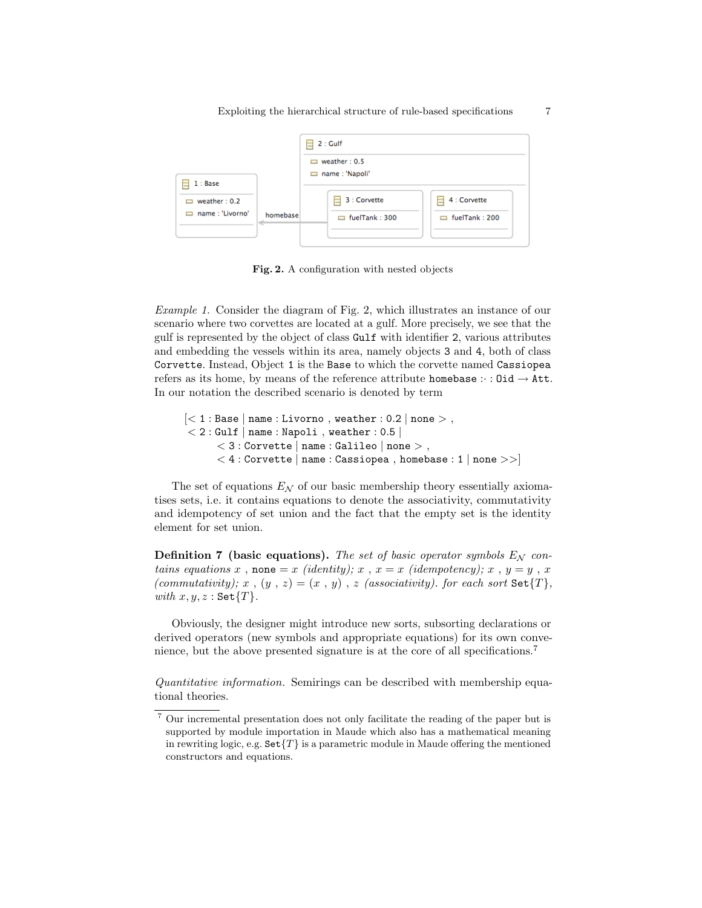**Fig. 2.** A configuration with nested objects

*Example 1.* Consider the diagram of Fig. 2, which illustrates an instance of our scenario where two corvettes are located at a gulf. More precisely, we see that the gulf is represented by the object of class `Gulf` with identifier `2`, various attributes and embedding the vessels within its area, namely objects `3` and `4`, both of class `Corvette`. Instead, Object `1` is the `Base` to which the corvette named `Cassiopea` refers as its home, by means of the reference attribute `homebase` $\_:\_ : \texttt{Oid} \rightarrow \texttt{Att}$. In our notation the described scenario is denoted by term

$$
\begin{array}{l}
[< 1 : \texttt{Base} \mid \texttt{name} : \texttt{Livorno} \; , \; \texttt{weather} : 0.2 \mid \texttt{none} > , \\
\;\; < 2 : \texttt{Gulf} \mid \texttt{name} : \texttt{Napoli} \; , \; \texttt{weather} : 0.5 \mid \\
\quad\quad < 3 : \texttt{Corvette} \mid \texttt{name} : \texttt{Galileo} \mid \texttt{none} > , \\
\quad\quad < 4 : \texttt{Corvette} \mid \texttt{name} : \texttt{Cassiopea} \; , \; \texttt{homebase} : 1 \mid \texttt{none} >>]
\end{array}
$$

The set of equations $E_{\mathcal{N}}$ of our basic membership theory essentially axiomatises sets, i.e. it contains equations to denote the associativity, commutativity and idempotency of set union and the fact that the empty set is the identity element for set union.

**Definition 7 (basic equations).** *The set of basic operator symbols* $E_{\mathcal{N}}$ *contains equations* $x \; , \; \texttt{none} = x$ *(identity);* $x \; , \; x = x$ *(idempotency);* $x \; , \; y = y \; , \; x$ *(commutativity);* $x \; , \; (y \; , \; z) = (x \; , \; y) \; , \; z$ *(associativity). for each sort* $\texttt{Set}\{T\}$*, with* $x, y, z : \texttt{Set}\{T\}$*.*

Obviously, the designer might introduce new sorts, subsorting declarations or derived operators (new symbols and appropriate equations) for its own convenience, but the above presented signature is at the core of all specifications.[7]

*Quantitative information.* Semirings can be described with membership equational theories.

[7] Our incremental presentation does not only facilitate the reading of the paper but is supported by module importation in Maude which also has a mathematical meaning in rewriting logic, e.g. $\texttt{Set}\{T\}$ is a parametric module in Maude offering the mentioned constructors and equations.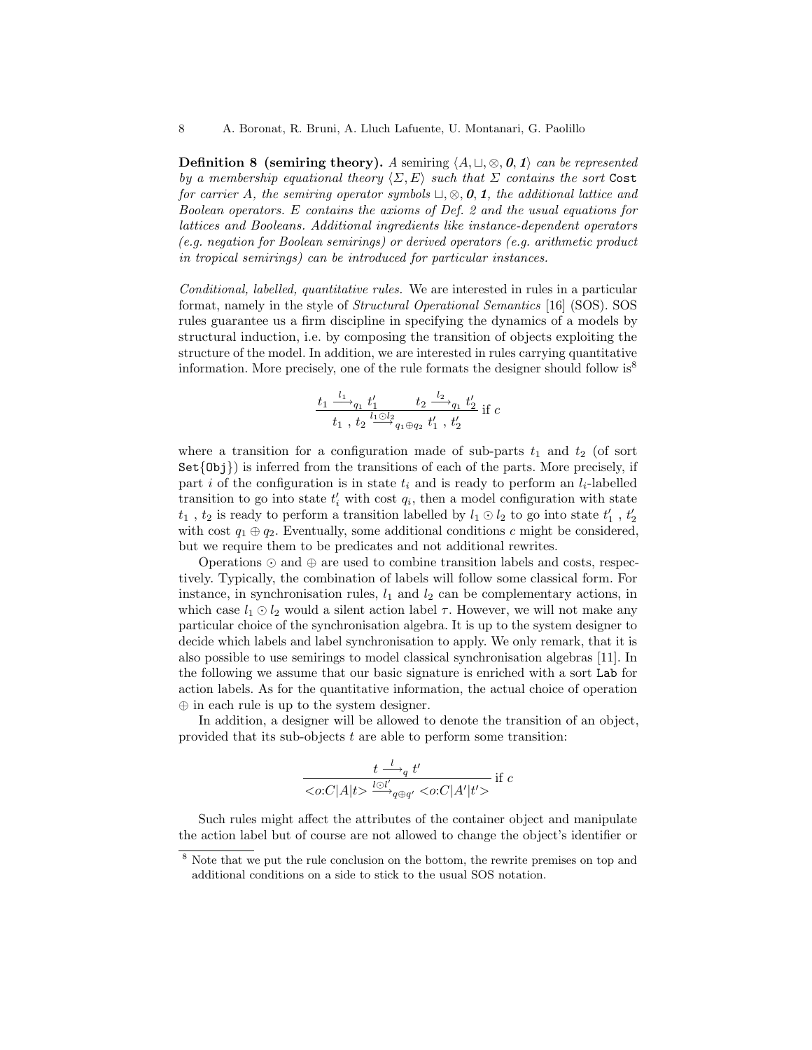**Definition 8 (semiring theory).** *A semiring $\langle A, \sqcup, \otimes, \mathbf{0}, \mathbf{1}\rangle$ can be represented by a membership equational theory $\langle \Sigma, E\rangle$ such that $\Sigma$ contains the sort* `Cost` *for carrier $A$, the semiring operator symbols $\sqcup, \otimes, \mathbf{0}, \mathbf{1}$, the additional lattice and Boolean operators. $E$ contains the axioms of Def. 2 and the usual equations for lattices and Booleans. Additional ingredients like instance-dependent operators (e.g. negation for Boolean semirings) or derived operators (e.g. arithmetic product in tropical semirings) can be introduced for particular instances.*

*Conditional, labelled, quantitative rules.* We are interested in rules in a particular format, namely in the style of *Structural Operational Semantics* [16] (SOS). SOS rules guarantee us a firm discipline in specifying the dynamics of a models by structural induction, i.e. by composing the transition of objects exploiting the structure of the model. In addition, we are interested in rules carrying quantitative information. More precisely, one of the rule formats the designer should follow is[8]

$$\frac{t_1 \xrightarrow{l_1}_{q_1} t_1' \qquad t_2 \xrightarrow{l_2}_{q_1} t_2'}{t_1\ ,\ t_2 \xrightarrow{l_1 \odot l_2}_{q_1 \oplus q_2} t_1'\ ,\ t_2'} \text{ if } c$$

where a transition for a configuration made of sub-parts $t_1$ and $t_2$ (of sort `Set{Obj}`) is inferred from the transitions of each of the parts. More precisely, if part $i$ of the configuration is in state $t_i$ and is ready to perform an $l_i$-labelled transition to go into state $t_i'$ with cost $q_i$, then a model configuration with state $t_1\ ,\ t_2$ is ready to perform a transition labelled by $l_1 \odot l_2$ to go into state $t_1'\ ,\ t_2'$ with cost $q_1 \oplus q_2$. Eventually, some additional conditions $c$ might be considered, but we require them to be predicates and not additional rewrites.

Operations $\odot$ and $\oplus$ are used to combine transition labels and costs, respectively. Typically, the combination of labels will follow some classical form. For instance, in synchronisation rules, $l_1$ and $l_2$ can be complementary actions, in which case $l_1 \odot l_2$ would a silent action label $\tau$. However, we will not make any particular choice of the synchronisation algebra. It is up to the system designer to decide which labels and label synchronisation to apply. We only remark, that it is also possible to use semirings to model classical synchronisation algebras [11]. In the following we assume that our basic signature is enriched with a sort `Lab` for action labels. As for the quantitative information, the actual choice of operation $\oplus$ in each rule is up to the system designer.

In addition, a designer will be allowed to denote the transition of an object, provided that its sub-objects $t$ are able to perform some transition:

$$\frac{t \xrightarrow{l}_{q} t'}{<o{:}C|A|t> \xrightarrow{l \odot l'}_{q \oplus q'} <o{:}C|A'|t'>} \text{ if } c$$

Such rules might affect the attributes of the container object and manipulate the action label but of course are not allowed to change the object's identifier or

[8] Note that we put the rule conclusion on the bottom, the rewrite premises on top and additional conditions on a side to stick to the usual SOS notation.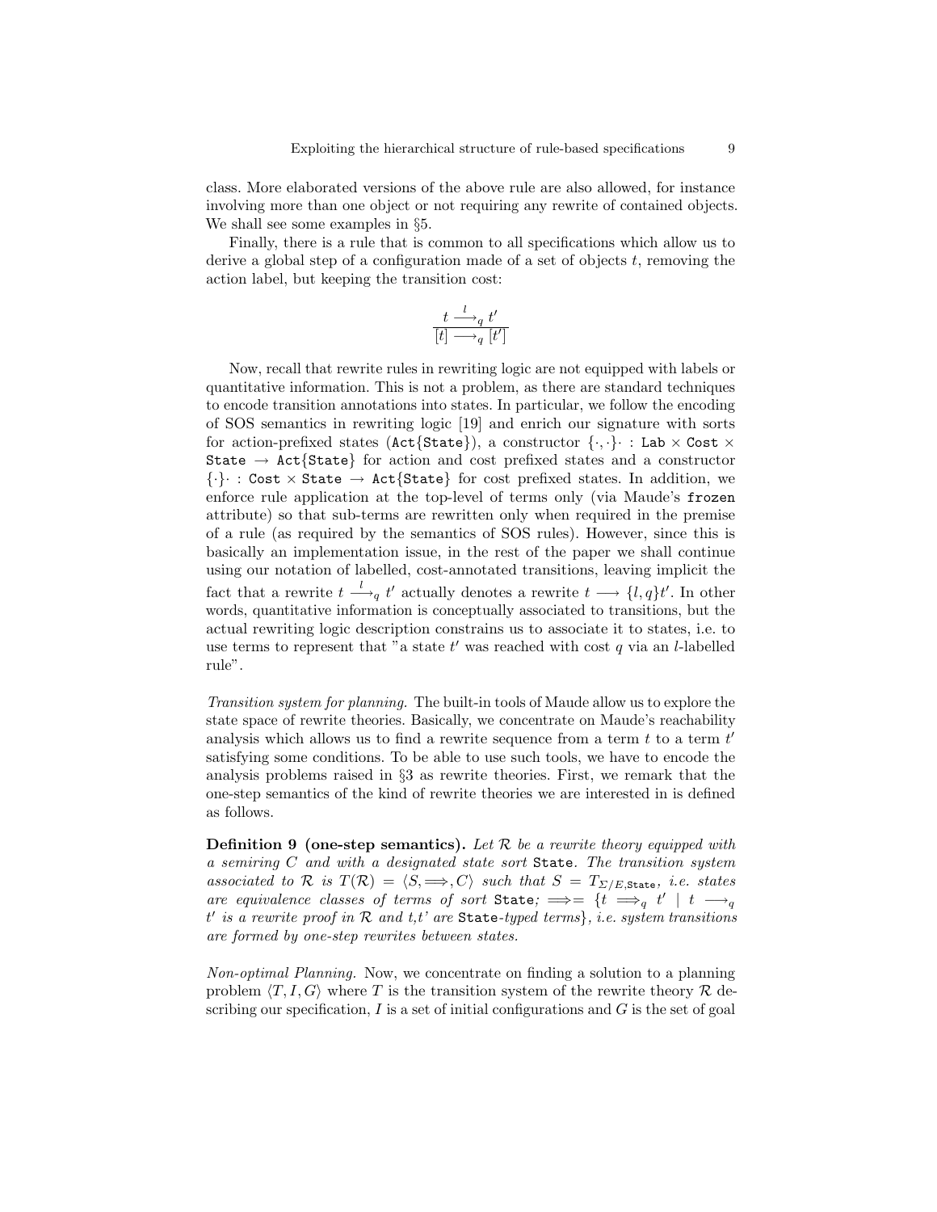class. More elaborated versions of the above rule are also allowed, for instance involving more than one object or not requiring any rewrite of contained objects. We shall see some examples in §5.

Finally, there is a rule that is common to all specifications which allow us to derive a global step of a configuration made of a set of objects $t$, removing the action label, but keeping the transition cost:

$$\frac{t \xrightarrow{l}_q t'}{[t] \longrightarrow_q [t']}$$

Now, recall that rewrite rules in rewriting logic are not equipped with labels or quantitative information. This is not a problem, as there are standard techniques to encode transition annotations into states. In particular, we follow the encoding of SOS semantics in rewriting logic [19] and enrich our signature with sorts for action-prefixed states ($\texttt{Act\{State\}}$), a constructor $\{\cdot,\cdot\}\cdot : \texttt{Lab} \times \texttt{Cost} \times \texttt{State} \rightarrow \texttt{Act\{State\}}$ for action and cost prefixed states and a constructor $\{\cdot\}\cdot : \texttt{Cost} \times \texttt{State} \rightarrow \texttt{Act\{State\}}$ for cost prefixed states. In addition, we enforce rule application at the top-level of terms only (via Maude's `frozen` attribute) so that sub-terms are rewritten only when required in the premise of a rule (as required by the semantics of SOS rules). However, since this is basically an implementation issue, in the rest of the paper we shall continue using our notation of labelled, cost-annotated transitions, leaving implicit the fact that a rewrite $t \xrightarrow{l}_q t'$ actually denotes a rewrite $t \longrightarrow \{l, q\}t'$. In other words, quantitative information is conceptually associated to transitions, but the actual rewriting logic description constrains us to associate it to states, i.e. to use terms to represent that "a state $t'$ was reached with cost $q$ via an $l$-labelled rule".

*Transition system for planning.* The built-in tools of Maude allow us to explore the state space of rewrite theories. Basically, we concentrate on Maude's reachability analysis which allows us to find a rewrite sequence from a term $t$ to a term $t'$ satisfying some conditions. To be able to use such tools, we have to encode the analysis problems raised in §3 as rewrite theories. First, we remark that the one-step semantics of the kind of rewrite theories we are interested in is defined as follows.

**Definition 9 (one-step semantics).** *Let $\mathcal{R}$ be a rewrite theory equipped with a semiring $C$ and with a designated state sort* `State`*. The transition system associated to $\mathcal{R}$ is $T(\mathcal{R}) = \langle S, \Longrightarrow, C \rangle$ such that $S = T_{\Sigma/E,\texttt{State}}$, i.e. states are equivalence classes of terms of sort* `State`*; $\Longrightarrow = \{t \Longrightarrow_q t' \mid t \longrightarrow_q t'$ is a rewrite proof in $\mathcal{R}$ and $t,t'$ are* `State`*-typed terms$\}$, i.e. system transitions are formed by one-step rewrites between states.*

*Non-optimal Planning.* Now, we concentrate on finding a solution to a planning problem $\langle T, I, G \rangle$ where $T$ is the transition system of the rewrite theory $\mathcal{R}$ describing our specification, $I$ is a set of initial configurations and $G$ is the set of goal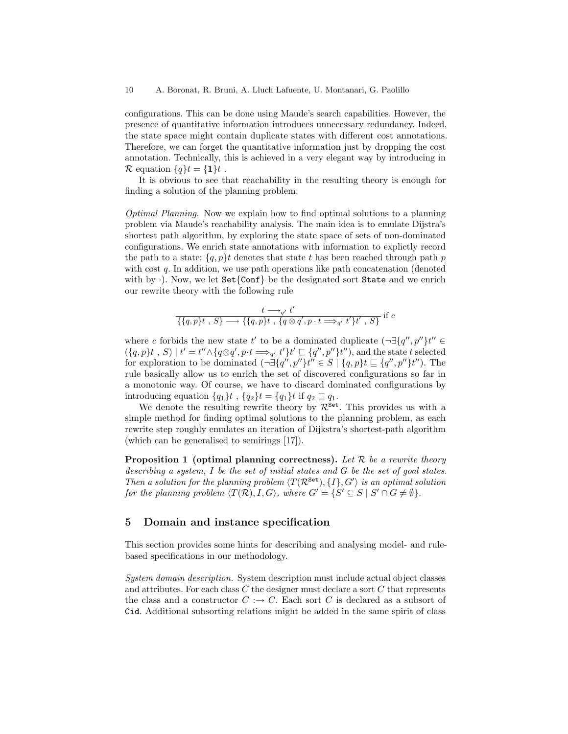configurations. This can be done using Maude's search capabilities. However, the presence of quantitative information introduces unnecessary redundancy. Indeed, the state space might contain duplicate states with different cost annotations. Therefore, we can forget the quantitative information just by dropping the cost annotation. Technically, this is achieved in a very elegant way by introducing in $\mathcal{R}$ equation $\{q\}t = \{\mathbf{1}\}t$ .

It is obvious to see that reachability in the resulting theory is enough for finding a solution of the planning problem.

*Optimal Planning.* Now we explain how to find optimal solutions to a planning problem via Maude's reachability analysis. The main idea is to emulate Dijstra's shortest path algorithm, by exploring the state space of sets of non-dominated configurations. We enrich state annotations with information to explictly record the path to a state: $\{q, p\}t$ denotes that state $t$ has been reached through path $p$ with cost $q$. In addition, we use path operations like path concatenation (denoted with by $\cdot$). Now, we let `Set{Conf}` be the designated sort `State` and we enrich our rewrite theory with the following rule

$$\frac{t \longrightarrow_{q'} t'}{\{\{q,p\}t \ , \ S\} \longrightarrow \{\{q,p\}t \ , \ \{q \otimes q', p \cdot t \Longrightarrow_{q'} t'\}t' \ , \ S\}} \text{ if } c$$

where $c$ forbids the new state $t'$ to be a dominated duplicate ($\neg\exists\{q'', p''\}t'' \in (\{q,p\}t \ , \ S) \mid t' = t'' \wedge \{q \otimes q', p \cdot t \Longrightarrow_{q'} t'\}t' \sqsubseteq \{q'', p''\}t''$), and the state $t$ selected for exploration to be dominated ($\neg\exists\{q'', p''\}t'' \in S \mid \{q,p\}t \sqsubseteq \{q'', p''\}t''$). The rule basically allow us to enrich the set of discovered configurations so far in a monotonic way. Of course, we have to discard dominated configurations by introducing equation $\{q_1\}t \ , \ \{q_2\}t = \{q_1\}t$ if $q_2 \sqsubseteq q_1$.

We denote the resulting rewrite theory by $\mathcal{R}^{\texttt{Set}}$. This provides us with a simple method for finding optimal solutions to the planning problem, as each rewrite step roughly emulates an iteration of Dijkstra's shortest-path algorithm (which can be generalised to semirings [17]).

**Proposition 1 (optimal planning correctness).** *Let $\mathcal{R}$ be a rewrite theory describing a system, $I$ be the set of initial states and $G$ be the set of goal states. Then a solution for the planning problem $\langle T(\mathcal{R}^{\texttt{Set}}), \{I\}, G'\rangle$ is an optimal solution for the planning problem $\langle T(\mathcal{R}), I, G\rangle$, where $G' = \{S' \subseteq S \mid S' \cap G \neq \emptyset\}$.*

## 5 Domain and instance specification

This section provides some hints for describing and analysing model- and rule-based specifications in our methodology.

*System domain description.* System description must include actual object classes and attributes. For each class $C$ the designer must declare a sort $C$ that represents the class and a constructor $C :\to C$. Each sort $C$ is declared as a subsort of `Cid`. Additional subsorting relations might be added in the same spirit of class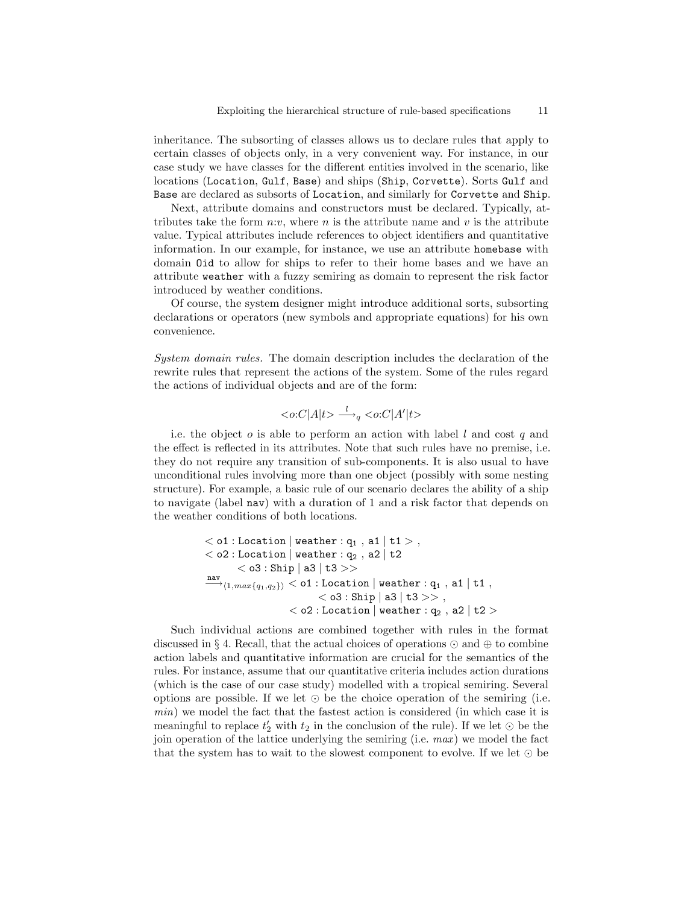inheritance. The subsorting of classes allows us to declare rules that apply to certain classes of objects only, in a very convenient way. For instance, in our case study we have classes for the different entities involved in the scenario, like locations (`Location`, `Gulf`, `Base`) and ships (`Ship`, `Corvette`). Sorts `Gulf` and `Base` are declared as subsorts of `Location`, and similarly for `Corvette` and `Ship`.

Next, attribute domains and constructors must be declared. Typically, attributes take the form $n$:$v$, where $n$ is the attribute name and $v$ is the attribute value. Typical attributes include references to object identifiers and quantitative information. In our example, for instance, we use an attribute `homebase` with domain `Oid` to allow for ships to refer to their home bases and we have an attribute `weather` with a fuzzy semiring as domain to represent the risk factor introduced by weather conditions.

Of course, the system designer might introduce additional sorts, subsorting declarations or operators (new symbols and appropriate equations) for his own convenience.

*System domain rules.* The domain description includes the declaration of the rewrite rules that represent the actions of the system. Some of the rules regard the actions of individual objects and are of the form:

$$<o{:}C|A|t> \xrightarrow{l}_q <o{:}C|A'|t>$$

i.e. the object $o$ is able to perform an action with label $l$ and cost $q$ and the effect is reflected in its attributes. Note that such rules have no premise, i.e. they do not require any transition of sub-components. It is also usual to have unconditional rules involving more than one object (possibly with some nesting structure). For example, a basic rule of our scenario declares the ability of a ship to navigate (label `nav`) with a duration of 1 and a risk factor that depends on the weather conditions of both locations.

$$
\begin{array}{l}
< \texttt{o1} : \texttt{Location} \mid \texttt{weather} : \texttt{q}_1 \ , \ \texttt{a1} \mid \texttt{t1} > , \\
< \texttt{o2} : \texttt{Location} \mid \texttt{weather} : \texttt{q}_2 \ , \ \texttt{a2} \mid \texttt{t2} \\
\qquad < \texttt{o3} : \texttt{Ship} \mid \texttt{a3} \mid \texttt{t3} >> \\
\xrightarrow{\texttt{nav}}_{\langle 1, max\{q_1,q_2\}\rangle} < \texttt{o1} : \texttt{Location} \mid \texttt{weather} : \texttt{q}_1 \ , \ \texttt{a1} \mid \texttt{t1} \ , \\
\qquad\qquad\qquad\qquad < \texttt{o3} : \texttt{Ship} \mid \texttt{a3} \mid \texttt{t3} >> , \\
\qquad\qquad\qquad < \texttt{o2} : \texttt{Location} \mid \texttt{weather} : \texttt{q}_2 \ , \ \texttt{a2} \mid \texttt{t2} >
\end{array}
$$

Such individual actions are combined together with rules in the format discussed in § 4. Recall, that the actual choices of operations $\odot$ and $\oplus$ to combine action labels and quantitative information are crucial for the semantics of the rules. For instance, assume that our quantitative criteria includes action durations (which is the case of our case study) modelled with a tropical semiring. Several options are possible. If we let $\odot$ be the choice operation of the semiring (i.e. *min*) we model the fact that the fastest action is considered (in which case it is meaningful to replace $t_2'$ with $t_2$ in the conclusion of the rule). If we let $\odot$ be the join operation of the lattice underlying the semiring (i.e. *max*) we model the fact that the system has to wait to the slowest component to evolve. If we let $\odot$ be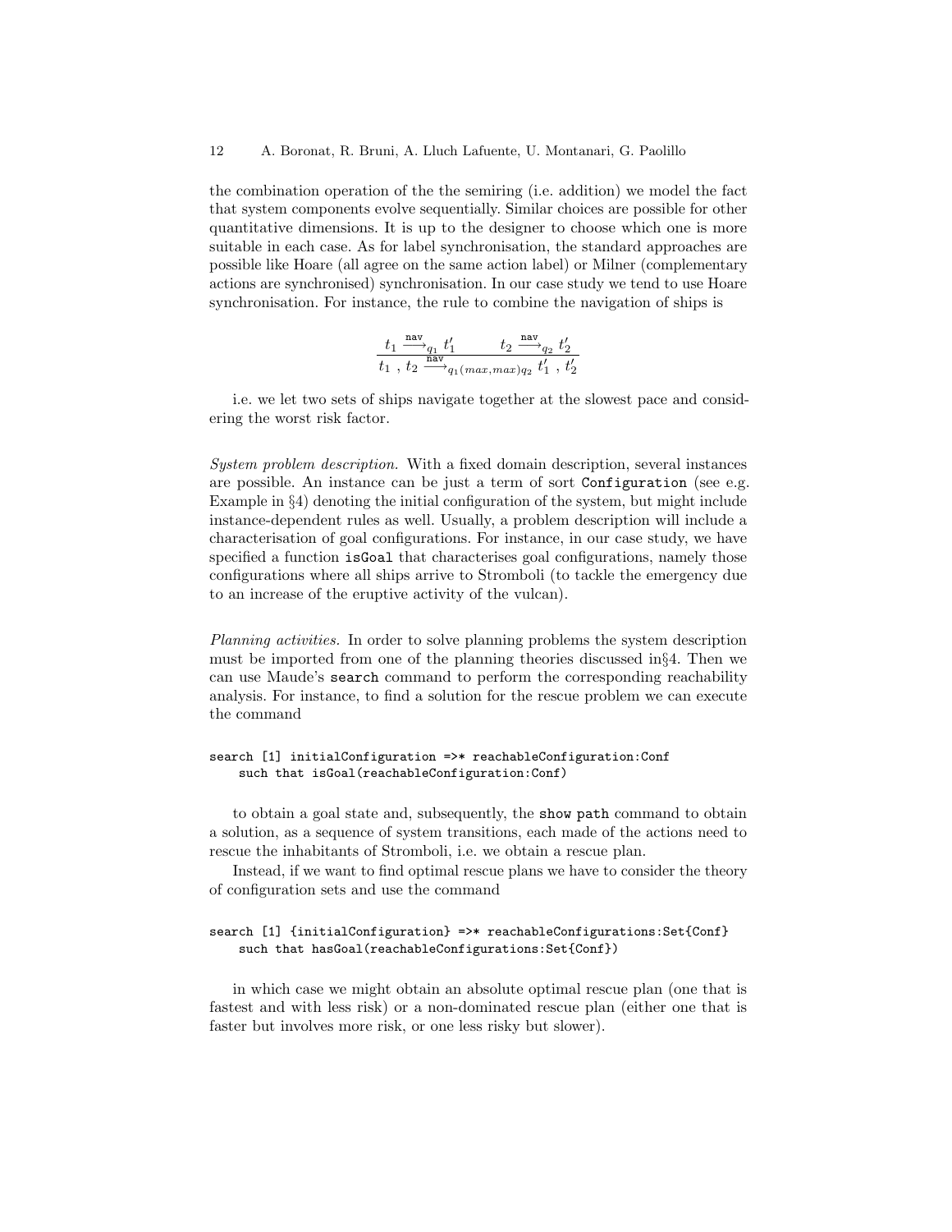the combination operation of the the semiring (i.e. addition) we model the fact that system components evolve sequentially. Similar choices are possible for other quantitative dimensions. It is up to the designer to choose which one is more suitable in each case. As for label synchronisation, the standard approaches are possible like Hoare (all agree on the same action label) or Milner (complementary actions are synchronised) synchronisation. In our case study we tend to use Hoare synchronisation. For instance, the rule to combine the navigation of ships is

$$\frac{t_1 \xrightarrow{\texttt{nav}}_{q_1} t_1' \qquad t_2 \xrightarrow{\texttt{nav}}_{q_2} t_2'}{t_1\ ,\ t_2 \xrightarrow{\texttt{nav}}_{q_1(max,max)q_2} t_1'\ ,\ t_2'}$$

i.e. we let two sets of ships navigate together at the slowest pace and considering the worst risk factor.

*System problem description.* With a fixed domain description, several instances are possible. An instance can be just a term of sort `Configuration` (see e.g. Example in §4) denoting the initial configuration of the system, but might include instance-dependent rules as well. Usually, a problem description will include a characterisation of goal configurations. For instance, in our case study, we have specified a function `isGoal` that characterises goal configurations, namely those configurations where all ships arrive to Stromboli (to tackle the emergency due to an increase of the eruptive activity of the vulcan).

*Planning activities.* In order to solve planning problems the system description must be imported from one of the planning theories discussed in§4. Then we can use Maude's `search` command to perform the corresponding reachability analysis. For instance, to find a solution for the rescue problem we can execute the command

```
search [1] initialConfiguration =>* reachableConfiguration:Conf
    such that isGoal(reachableConfiguration:Conf)
```

to obtain a goal state and, subsequently, the `show path` command to obtain a solution, as a sequence of system transitions, each made of the actions need to rescue the inhabitants of Stromboli, i.e. we obtain a rescue plan.

Instead, if we want to find optimal rescue plans we have to consider the theory of configuration sets and use the command

```
search [1] {initialConfiguration} =>* reachableConfigurations:Set{Conf}
    such that hasGoal(reachableConfigurations:Set{Conf})
```

in which case we might obtain an absolute optimal rescue plan (one that is fastest and with less risk) or a non-dominated rescue plan (either one that is faster but involves more risk, or one less risky but slower).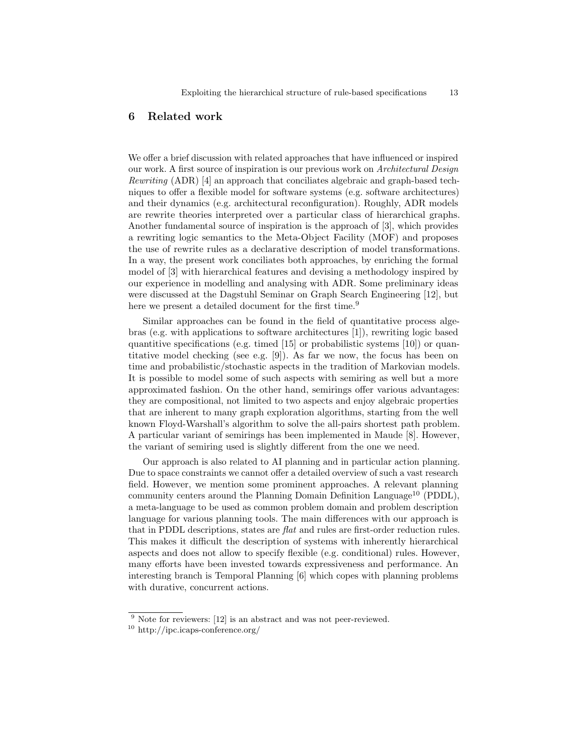## 6 Related work

We offer a brief discussion with related approaches that have influenced or inspired our work. A first source of inspiration is our previous work on *Architectural Design Rewriting* (ADR) [4] an approach that conciliates algebraic and graph-based techniques to offer a flexible model for software systems (e.g. software architectures) and their dynamics (e.g. architectural reconfiguration). Roughly, ADR models are rewrite theories interpreted over a particular class of hierarchical graphs. Another fundamental source of inspiration is the approach of [3], which provides a rewriting logic semantics to the Meta-Object Facility (MOF) and proposes the use of rewrite rules as a declarative description of model transformations. In a way, the present work conciliates both approaches, by enriching the formal model of [3] with hierarchical features and devising a methodology inspired by our experience in modelling and analysing with ADR. Some preliminary ideas were discussed at the Dagstuhl Seminar on Graph Search Engineering [12], but here we present a detailed document for the first time.[9]

Similar approaches can be found in the field of quantitative process algebras (e.g. with applications to software architectures [1]), rewriting logic based quantitive specifications (e.g. timed [15] or probabilistic systems [10]) or quantitative model checking (see e.g. [9]). As far we now, the focus has been on time and probabilistic/stochastic aspects in the tradition of Markovian models. It is possible to model some of such aspects with semiring as well but a more approximated fashion. On the other hand, semirings offer various advantages: they are compositional, not limited to two aspects and enjoy algebraic properties that are inherent to many graph exploration algorithms, starting from the well known Floyd-Warshall's algorithm to solve the all-pairs shortest path problem. A particular variant of semirings has been implemented in Maude [8]. However, the variant of semiring used is slightly different from the one we need.

Our approach is also related to AI planning and in particular action planning. Due to space constraints we cannot offer a detailed overview of such a vast research field. However, we mention some prominent approaches. A relevant planning community centers around the Planning Domain Definition Language[10] (PDDL), a meta-language to be used as common problem domain and problem description language for various planning tools. The main differences with our approach is that in PDDL descriptions, states are *flat* and rules are first-order reduction rules. This makes it difficult the description of systems with inherently hierarchical aspects and does not allow to specify flexible (e.g. conditional) rules. However, many efforts have been invested towards expressiveness and performance. An interesting branch is Temporal Planning [6] which copes with planning problems with durative, concurrent actions.

---

[9] Note for reviewers: [12] is an abstract and was not peer-reviewed.

[10] http://ipc.icaps-conference.org/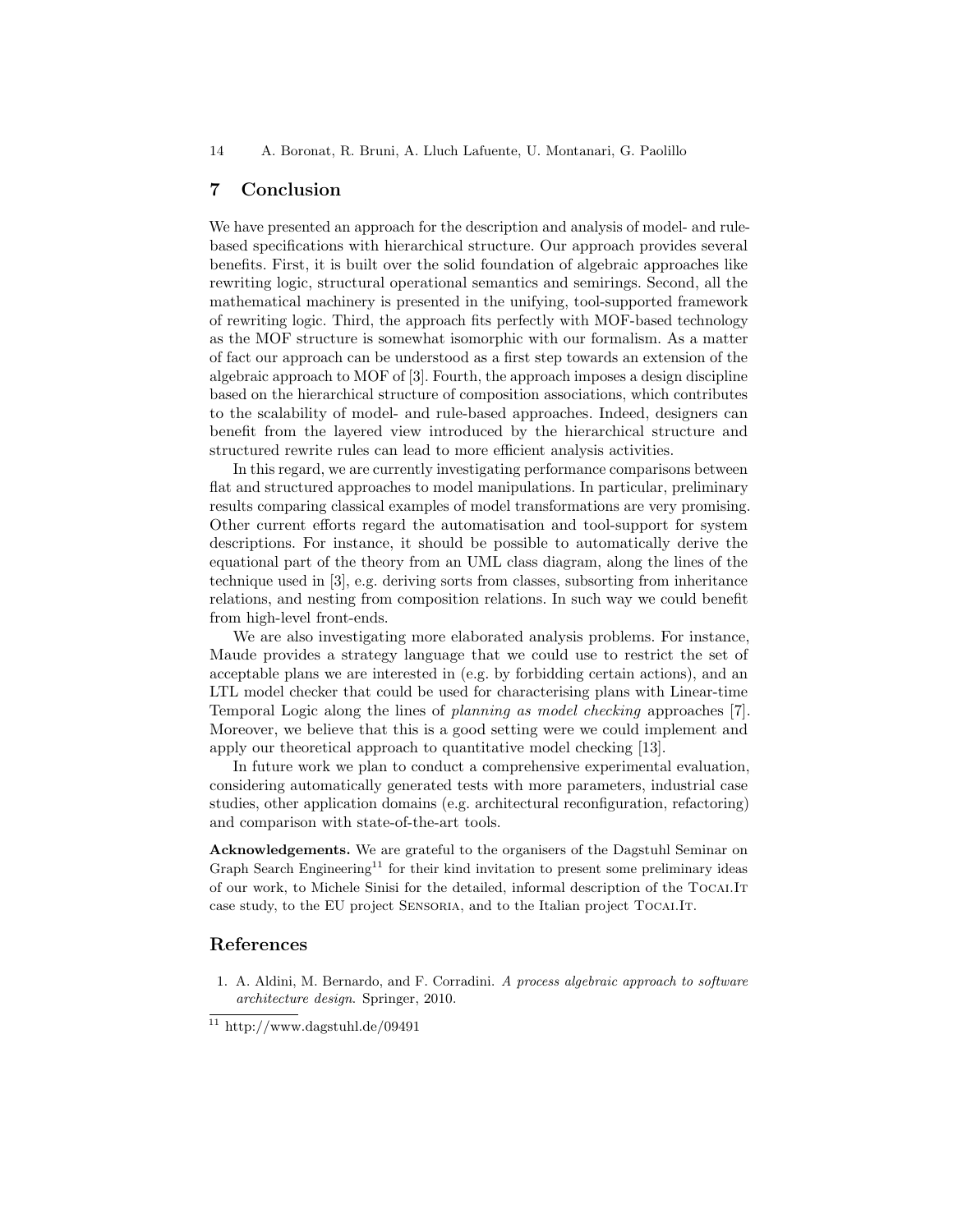## 7 Conclusion

We have presented an approach for the description and analysis of model- and rule-based specifications with hierarchical structure. Our approach provides several benefits. First, it is built over the solid foundation of algebraic approaches like rewriting logic, structural operational semantics and semirings. Second, all the mathematical machinery is presented in the unifying, tool-supported framework of rewriting logic. Third, the approach fits perfectly with MOF-based technology as the MOF structure is somewhat isomorphic with our formalism. As a matter of fact our approach can be understood as a first step towards an extension of the algebraic approach to MOF of [3]. Fourth, the approach imposes a design discipline based on the hierarchical structure of composition associations, which contributes to the scalability of model- and rule-based approaches. Indeed, designers can benefit from the layered view introduced by the hierarchical structure and structured rewrite rules can lead to more efficient analysis activities.

In this regard, we are currently investigating performance comparisons between flat and structured approaches to model manipulations. In particular, preliminary results comparing classical examples of model transformations are very promising. Other current efforts regard the automatisation and tool-support for system descriptions. For instance, it should be possible to automatically derive the equational part of the theory from an UML class diagram, along the lines of the technique used in [3], e.g. deriving sorts from classes, subsorting from inheritance relations, and nesting from composition relations. In such way we could benefit from high-level front-ends.

We are also investigating more elaborated analysis problems. For instance, Maude provides a strategy language that we could use to restrict the set of acceptable plans we are interested in (e.g. by forbidding certain actions), and an LTL model checker that could be used for characterising plans with Linear-time Temporal Logic along the lines of *planning as model checking* approaches [7]. Moreover, we believe that this is a good setting were we could implement and apply our theoretical approach to quantitative model checking [13].

In future work we plan to conduct a comprehensive experimental evaluation, considering automatically generated tests with more parameters, industrial case studies, other application domains (e.g. architectural reconfiguration, refactoring) and comparison with state-of-the-art tools.

**Acknowledgements.** We are grateful to the organisers of the Dagstuhl Seminar on Graph Search Engineering[11] for their kind invitation to present some preliminary ideas of our work, to Michele Sinisi for the detailed, informal description of the Tocai.It case study, to the EU project Sensoria, and to the Italian project Tocai.It.

## References

1. A. Aldini, M. Bernardo, and F. Corradini. *A process algebraic approach to software architecture design*. Springer, 2010.

[11] http://www.dagstuhl.de/09491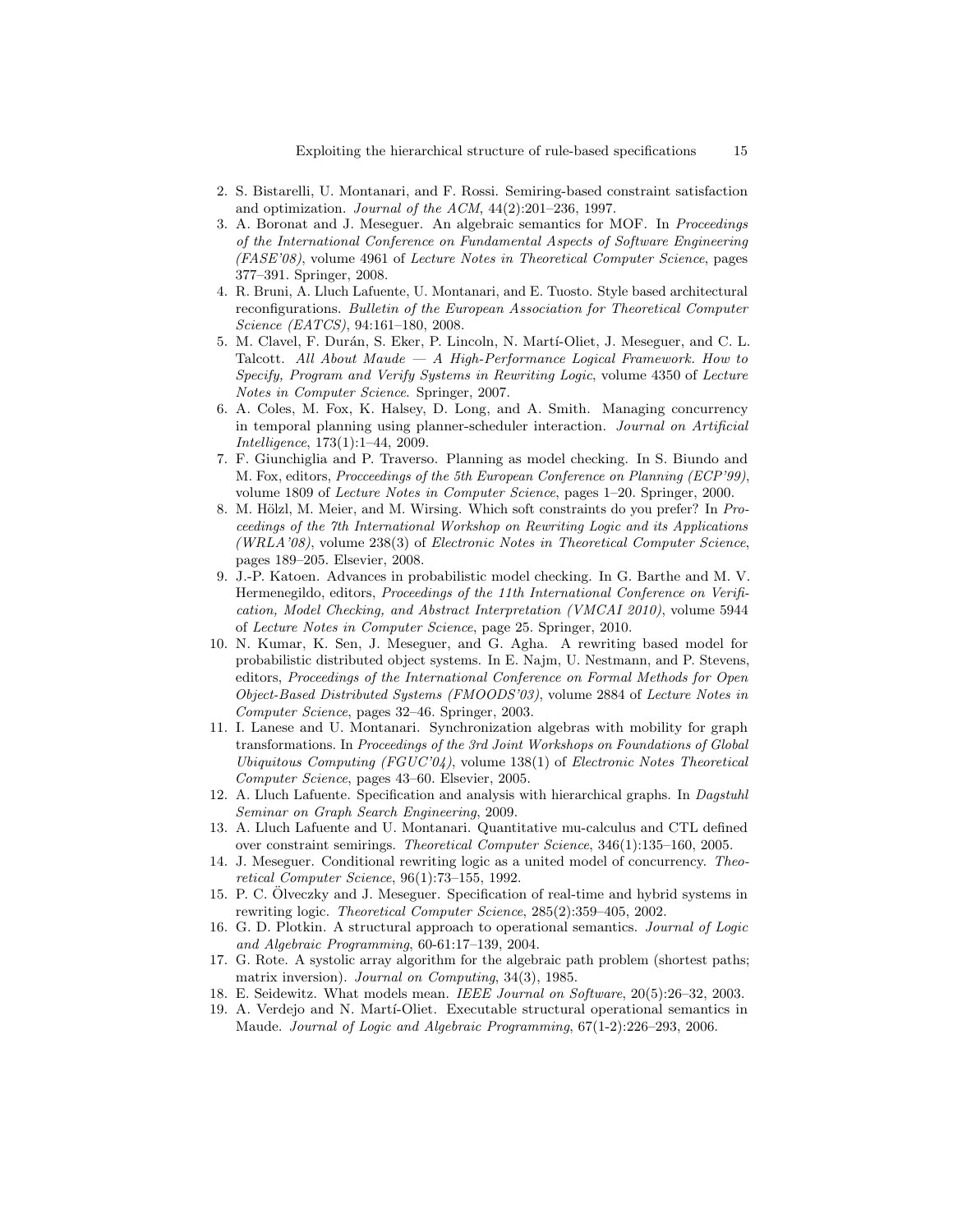2. S. Bistarelli, U. Montanari, and F. Rossi. Semiring-based constraint satisfaction and optimization. *Journal of the ACM*, 44(2):201–236, 1997.
3. A. Boronat and J. Meseguer. An algebraic semantics for MOF. In *Proceedings of the International Conference on Fundamental Aspects of Software Engineering (FASE'08)*, volume 4961 of *Lecture Notes in Theoretical Computer Science*, pages 377–391. Springer, 2008.
4. R. Bruni, A. Lluch Lafuente, U. Montanari, and E. Tuosto. Style based architectural reconfigurations. *Bulletin of the European Association for Theoretical Computer Science (EATCS)*, 94:161–180, 2008.
5. M. Clavel, F. Durán, S. Eker, P. Lincoln, N. Martí-Oliet, J. Meseguer, and C. L. Talcott. *All About Maude — A High-Performance Logical Framework. How to Specify, Program and Verify Systems in Rewriting Logic*, volume 4350 of *Lecture Notes in Computer Science*. Springer, 2007.
6. A. Coles, M. Fox, K. Halsey, D. Long, and A. Smith. Managing concurrency in temporal planning using planner-scheduler interaction. *Journal on Artificial Intelligence*, 173(1):1–44, 2009.
7. F. Giunchiglia and P. Traverso. Planning as model checking. In S. Biundo and M. Fox, editors, *Procceedings of the 5th European Conference on Planning (ECP'99)*, volume 1809 of *Lecture Notes in Computer Science*, pages 1–20. Springer, 2000.
8. M. Hölzl, M. Meier, and M. Wirsing. Which soft constraints do you prefer? In *Proceedings of the 7th International Workshop on Rewriting Logic and its Applications (WRLA'08)*, volume 238(3) of *Electronic Notes in Theoretical Computer Science*, pages 189–205. Elsevier, 2008.
9. J.-P. Katoen. Advances in probabilistic model checking. In G. Barthe and M. V. Hermenegildo, editors, *Proceedings of the 11th International Conference on Verification, Model Checking, and Abstract Interpretation (VMCAI 2010)*, volume 5944 of *Lecture Notes in Computer Science*, page 25. Springer, 2010.
10. N. Kumar, K. Sen, J. Meseguer, and G. Agha. A rewriting based model for probabilistic distributed object systems. In E. Najm, U. Nestmann, and P. Stevens, editors, *Proceedings of the International Conference on Formal Methods for Open Object-Based Distributed Systems (FMOODS'03)*, volume 2884 of *Lecture Notes in Computer Science*, pages 32–46. Springer, 2003.
11. I. Lanese and U. Montanari. Synchronization algebras with mobility for graph transformations. In *Proceedings of the 3rd Joint Workshops on Foundations of Global Ubiquitous Computing (FGUC'04)*, volume 138(1) of *Electronic Notes Theoretical Computer Science*, pages 43–60. Elsevier, 2005.
12. A. Lluch Lafuente. Specification and analysis with hierarchical graphs. In *Dagstuhl Seminar on Graph Search Engineering*, 2009.
13. A. Lluch Lafuente and U. Montanari. Quantitative mu-calculus and CTL defined over constraint semirings. *Theoretical Computer Science*, 346(1):135–160, 2005.
14. J. Meseguer. Conditional rewriting logic as a united model of concurrency. *Theoretical Computer Science*, 96(1):73–155, 1992.
15. P. C. Ölveczky and J. Meseguer. Specification of real-time and hybrid systems in rewriting logic. *Theoretical Computer Science*, 285(2):359–405, 2002.
16. G. D. Plotkin. A structural approach to operational semantics. *Journal of Logic and Algebraic Programming*, 60-61:17–139, 2004.
17. G. Rote. A systolic array algorithm for the algebraic path problem (shortest paths; matrix inversion). *Journal on Computing*, 34(3), 1985.
18. E. Seidewitz. What models mean. *IEEE Journal on Software*, 20(5):26–32, 2003.
19. A. Verdejo and N. Martí-Oliet. Executable structural operational semantics in Maude. *Journal of Logic and Algebraic Programming*, 67(1-2):226–293, 2006.